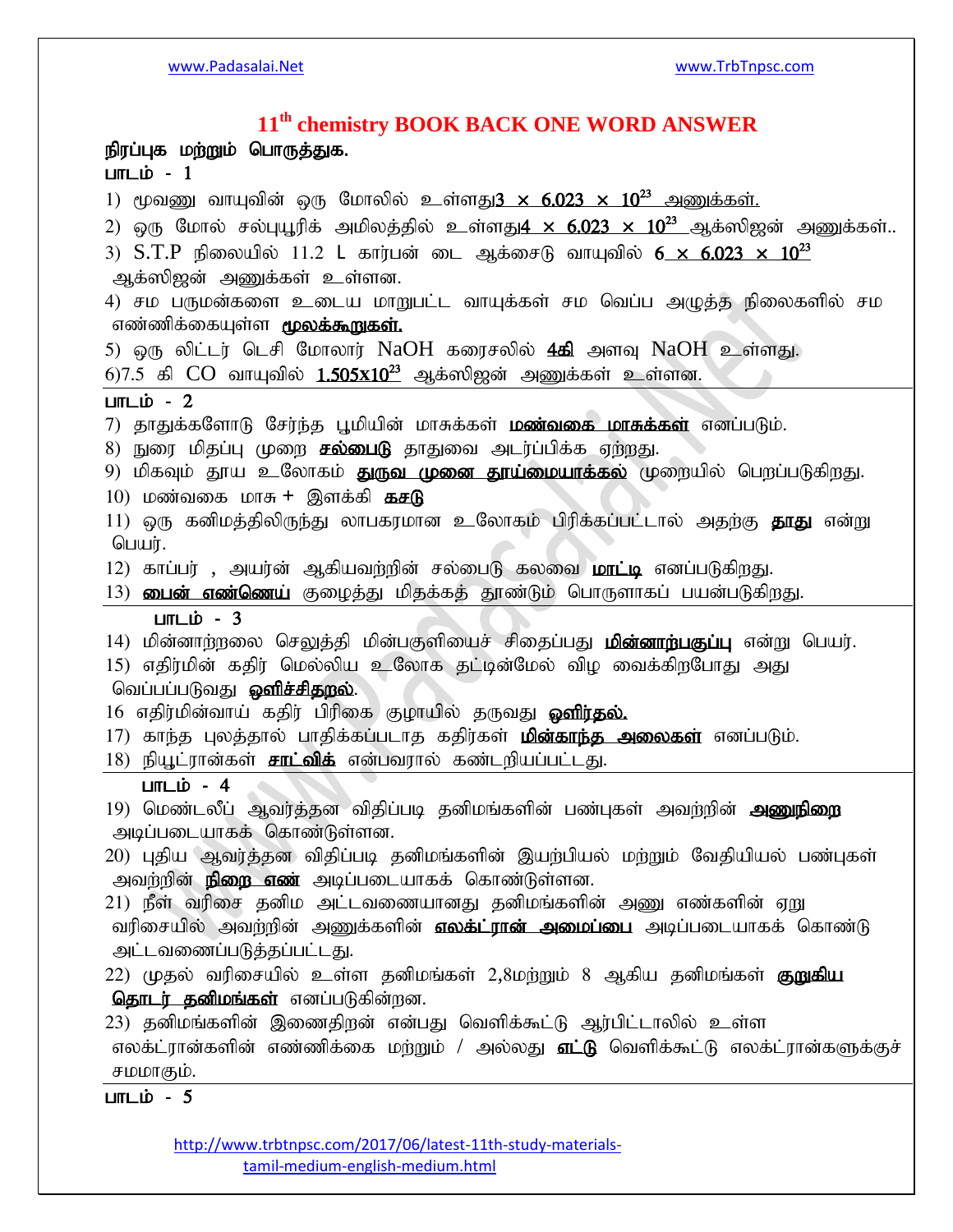# 11th chemistry BOOK BACK ONE WORD ANSWER

**நிரப்புக மற்றும் பொருத்துக.**

**பாடம் - 1**

1) மூவணு வாயுவின் ஒரு மோலில் உள்ளது $3 \times 6.023 \times 10^{23}$ அணுக்கள்.
2) ஒரு மோல் சல்ப்யூரிக் அமிலத்தில் உள்ளது $4 \times 6.023 \times 10^{23}$ ஆக்ஸிஜன் அணுக்கள்..
3) S.T.P நிலையில் 11.2 L கார்பன் டை ஆக்சைடு வாயுவில் $6 \times 6.023 \times 10^{23}$ ஆக்ஸிஜன் அணுக்கள் உள்ளன.
4) சம பருமன்களை உடைய மாறுபட்ட வாயுக்கள் சம வெப்ப அழுத்த நிலைகளில் சம எண்ணிக்கையுள்ள **மூலக்கூறுகள்.**
5) ஒரு லிட்டர் டெசி மோலார் NaOH கரைசலில் **4கி** அளவு NaOH உள்ளது.
6) 7.5 கி CO வாயுவில் $1.505 \times 10^{23}$ ஆக்ஸிஜன் அணுக்கள் உள்ளன.

**பாடம் - 2**

7) தாதுக்களோடு சேர்ந்த பூமியின் மாசுக்கள் **மண்வகை மாசுக்கள்** எனப்படும்.
8) நுரை மிதப்பு முறை **சல்பைடு** தாதுவை அடர்ப்பிக்க ஏற்றது.
9) மிகவும் தூய உலோகம் **துருவ முனை தூய்மையாக்கல்** முறையில் பெறப்படுகிறது.
10) மண்வகை மாசு + இளக்கி **கசடு**
11) ஒரு கனிமத்திலிருந்து லாபகரமான உலோகம் பிரிக்கப்பட்டால் அதற்கு **தாது** என்று பெயர்.
12) காப்பர் , அயர்ன் ஆகியவற்றின் சல்பைடு கலவை **மாட்டி** எனப்படுகிறது.
13) **பைன் எண்ணெய்** குழைத்து மிதக்கத் தூண்டும் பொருளாகப் பயன்படுகிறது.

**பாடம் - 3**

14) மின்னாற்றலை செலுத்தி மின்பகுளியைச் சிதைப்பது **மின்னாற்பகுப்பு** என்று பெயர்.
15) எதிர்மின் கதிர் மெல்லிய உலோக தட்டின்மேல் விழ வைக்கிறபோது அது வெப்பப்படுவது **ஒளிச்சிதறல்**.
16) எதிர்மின்வாய் கதிர் பிரிகை குழாயில் தருவது **ஒளிர்தல்.**
17) காந்த புலத்தால் பாதிக்கப்படாத கதிர்கள் **மின்காந்த அலைகள்** எனப்படும்.
18) நியூட்ரான்கள் **சாட்விக்** என்பவரால் கண்டறியப்பட்டது.

**பாடம் - 4**

19) மெண்டலீஃப் ஆவர்த்தன விதிப்படி தனிமங்களின் பண்புகள் அவற்றின் **அணுநிறை** அடிப்படையாகக் கொண்டுள்ளன.
20) புதிய ஆவர்த்தன விதிப்படி தனிமங்களின் இயற்பியல் மற்றும் வேதியியல் பண்புகள் அவற்றின் **நிறை எண்** அடிப்படையாகக் கொண்டுள்ளன.
21) நீள் வரிசை தனிம அட்டவணையானது தனிமங்களின் அணு எண்களின் ஏறு வரிசையில் அவற்றின் அணுக்களின் **எலக்ட்ரான் அமைப்பை** அடிப்படையாகக் கொண்டு அட்டவணைப்படுத்தப்பட்டது.
22) முதல் வரிசையில் உள்ள தனிமங்கள் 2,8மற்றும் 8 ஆகிய தனிமங்கள் **குறுகிய தொடர் தனிமங்கள்** எனப்படுகின்றன.
23) தனிமங்களின் இணைதிறன் என்பது வெளிக்கூட்டு ஆர்பிட்டாலில் உள்ள எலக்ட்ரான்களின் எண்ணிக்கை மற்றும் / அல்லது **எட்டு** வெளிக்கூட்டு எலக்ட்ரான்களுக்குச் சமமாகும்.

**பாடம் - 5**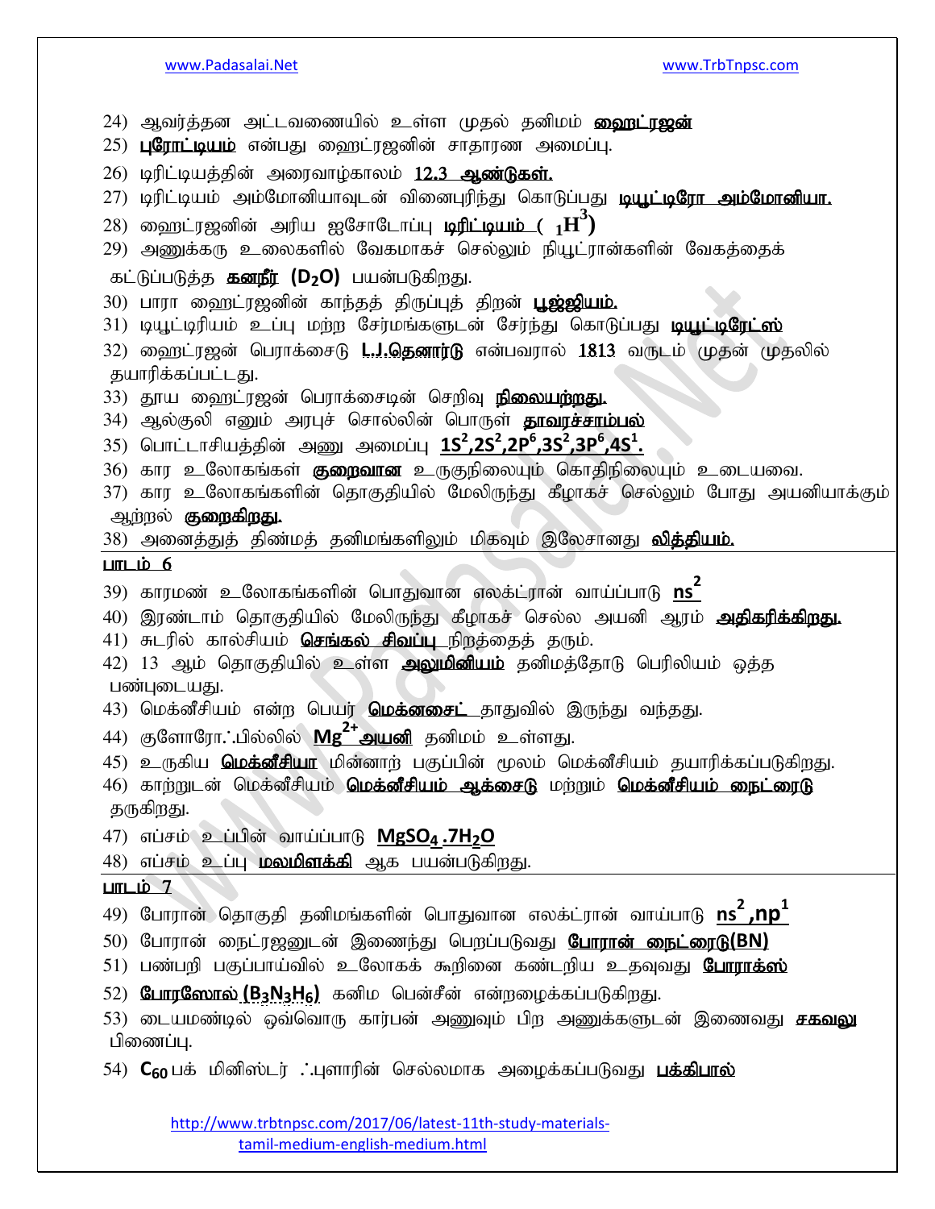24) ஆவர்த்தன அட்டவணையில் உள்ள முதல் தனிமம் **ஹைட்ரஜன்**

25) **புரோட்டியம்** என்பது ஹைட்ரஜனின் சாதாரண அமைப்பு.

26) டிரிட்டியத்தின் அரைவாழ்காலம் **12.3 ஆண்டுகள்.**

27) டிரிட்டியம் அம்மோனியாவுடன் வினைபுரிந்து கொடுப்பது **டியூட்டிரோ அம்மோனியா.**

28) ஹைட்ரஜனின் அரிய ஐசோடோப்பு **டிரிட்டியம் ( $_1H^3$)**

29) அணுக்கரு உலைகளில் வேகமாகச் செல்லும் நியூட்ரான்களின் வேகத்தைக் கட்டுப்படுத்த **கனநீர் ($D_2O$)** பயன்படுகிறது.

30) பாரா ஹைட்ரஜனின் காந்தத் திருப்புத் திறன் **பூஜ்ஜியம்.**

31) டியூட்டிரியம் உப்பு மற்ற சேர்மங்களுடன் சேர்ந்து கொடுப்பது **டியூட்டிரேட்ஸ்**

32) ஹைட்ரஜன் பெராக்சைடு **L.J.தெனார்டு** என்பவரால் 1813 வருடம் முதன் முதலில் தயாரிக்கப்பட்டது.

33) தூய ஹைட்ரஜன் பெராக்சைடின் செறிவு **நிலையற்றது.**

34) ஆல்குலி எனும் அரபுச் சொல்லின் பொருள் **தாவரச்சாம்பல்**

35) பொட்டாசியத்தின் அணு அமைப்பு **$1S^2,2S^2,2P^6,3S^2,3P^6,4S^1$.**

36) கார உலோகங்கள் **குறைவான** உருகுநிலையும் கொதிநிலையும் உடையவை.

37) கார உலோகங்களின் தொகுதியில் மேலிருந்து கீழாகச் செல்லும் போது அயனியாக்கும் ஆற்றல் **குறைகிறது.**

38) அனைத்துத் திண்மத் தனிமங்களிலும் மிகவும் இலேசானது **லித்தியம்.**

**பாடம் 6**

39) காரமண் உலோகங்களின் பொதுவான எலக்ட்ரான் வாய்ப்பாடு **$ns^2$**

40) இரண்டாம் தொகுதியில் மேலிருந்து கீழாகச் செல்ல அயனி ஆரம் **அதிகரிக்கிறது.**

41) சுடரில் கால்சியம் **செங்கல் சிவப்பு** நிறத்தைத் தரும்.

42) 13 ஆம் தொகுதியில் உள்ள **அலுமினியம்** தனிமத்தோடு பெரிலியம் ஒத்த பண்புடையது.

43) மெக்னீசியம் என்ற பெயர் **மெக்னசைட்** தாதுவில் இருந்து வந்தது.

44) குளோரோ.ஃபில்லில் **$Mg^{2+}$ அயனி** தனிமம் உள்ளது.

45) உருகிய **மெக்னீசியா** மின்னாற் பகுப்பின் மூலம் மெக்னீசியம் தயாரிக்கப்படுகிறது.

46) காற்றுடன் மெக்னீசியம் **மெக்னீசியம் ஆக்சைடு** மற்றும் **மெக்னீசியம் நைட்ரைடு** தருகிறது.

47) எப்சம் உப்பின் வாய்ப்பாடு **$MgSO_4.7H_2O$**

48) எப்சம் உப்பு **மலமிளக்கி** ஆக பயன்படுகிறது.

**பாடம் 7**

49) போரான் தொகுதி தனிமங்களின் பொதுவான எலக்ட்ரான் வாய்பாடு **$ns^2,np^1$**

50) போரான் நைட்ரஜனுடன் இணைந்து பெறப்படுவது **போரான் நைட்ரைடு(BN)**

51) பண்பறி பகுப்பாய்வில் உலோகக் கூறினை கண்டறிய உதவுவது **போராக்ஸ்**

52) **போரசோல் ($B_3N_3H_6$)** கனிம பென்சீன் என்றழைக்கப்படுகிறது.

53) டையமண்டில் ஒவ்வொரு கார்பன் அணுவும் பிற அணுக்களுடன் இணைவது **சகவலு** பிணைப்பு.

54) **$C_{60}$** பக் மினிஸ்டர் ஃபுளாரின் செல்லமாக அழைக்கப்படுவது **பக்கிபால்**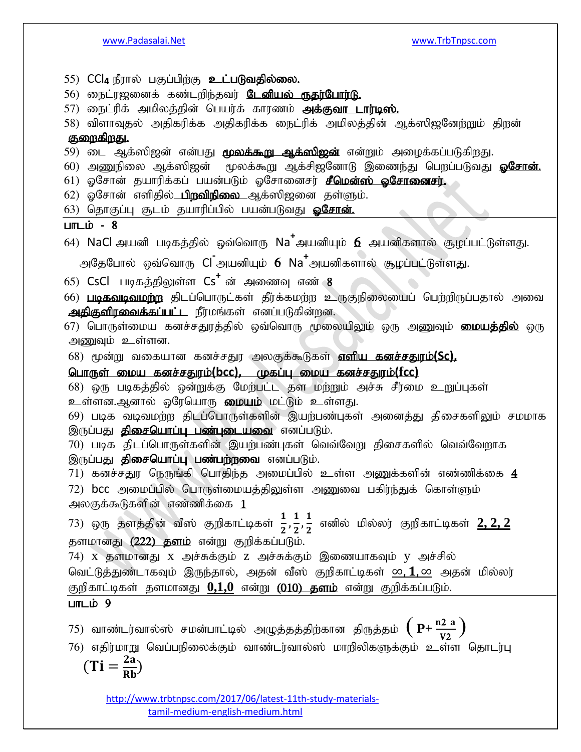55) $CCl_4$ நீரால் பகுப்பிற்கு **உட்படுவதில்லை.**

56) நைட்ரஜனைக் கண்டறிந்தவர் **டேனியல் ருதர்போர்டு.**

57) நைட்ரிக் அமிலத்தின் பெயர்க் காரணம் **அக்குவா டார்டிஸ்.**

58) விளாவுதல் அதிகரிக்க அதிகரிக்க நைட்ரிக் அமிலத்தின் ஆக்ஸிஜனேற்றும் திறன் **குறைகிறது.**

59) டை ஆக்ஸிஜன் என்பது **மூலக்கூறு ஆக்ஸிஜன்** என்றும் அழைக்கப்படுகிறது.

60) அணுநிலை ஆக்ஸிஜன் மூலக்கூறு ஆக்சிஜனோடு இணைந்து பெறப்படுவது **ஓசோன்.**

61) ஓசோன் தயாரிக்கப் பயன்படும் ஓசோனைசர் **சீமென்ஸ் ஓசோனைசர்.**

62) ஓசோன் எளிதில் **பிறவிநிலை** ஆக்ஸிஜனை தள்ளும்.

63) தொகுப்பு சூடம் தயாரிப்பில் பயன்படுவது **ஓசோன்.**

**பாடம் - 8**

64) NaCl அயனி படிகத்தில் ஒவ்வொரு $Na^+$அயனியும் **6** அயனிகளால் சூழப்பட்டுள்ளது. அதேபோல் ஒவ்வொரு $Cl^-$அயனியும் **6** $Na^+$அயனிகளால் சூழப்பட்டுள்ளது.

65) CsCl படிகத்திலுள்ள $Cs^+$ ன் அணைவு எண் **8**

66) **படிகவடிவமற்ற** திடப்பொருட்கள் தீர்க்கமற்ற உருகுநிலையைப் பெற்றிருப்பதால் அவை **அதிகுளிரவைக்கப்பட்ட** நீர்மங்கள் எனப்படுகின்றன.

67) பொருள்மைய கனச்சதுரத்தில் ஒவ்வொரு மூலையிலும் ஒரு அணுவும் **மையத்தில்** ஒரு அணுவும் உள்ளன.

68) மூன்று வகையான கனச்சதுர அலகுக்கூடுகள் **எளிய கனச்சதுரம்(Sc), பொருள் மைய கனச்சதுரம்(bcc), முகப்பு மைய கனச்சதுரம்(fcc)**

68) ஒரு படிகத்தில் ஒன்றுக்கு மேற்பட்ட தள மற்றும் அச்சு சீர்மை உறுப்புகள் உள்ளன.ஆனால் ஒரேயொரு **மையம்** மட்டும் உள்ளது.

69) படிக வடிவமற்ற திடப்பொருள்களின் இயற்பண்புகள் அனைத்து திசைகளிலும் சமமாக இருப்பது **திசையொப்பு பண்புடையவை** எனப்படும்.

70) படிக திடப்பொருள்களின் இயற்பண்புகள் வெவ்வேறு திசைகளில் வெவ்வேறாக இருப்பது **திசையொப்பு பண்பற்றவை** எனப்படும்.

71) கனச்சதுர நெருங்கி பொதிந்த அமைப்பில் உள்ள அணுக்களின் எண்ணிக்கை **4**

72) bcc அமைப்பில் பொருள்மையத்திலுள்ள அணுவை பகிர்ந்துக் கொள்ளும் அலகுக்கூடுகளின் எண்ணிக்கை **1**

73) ஒரு தளத்தின் வீஸ் குறிகாட்டிகள் $\frac{1}{2}, \frac{1}{2}, \frac{1}{2}$ எனில் மில்லர் குறிகாட்டிகள் **2, 2, 2** தளமானது **(222) தளம்** என்று குறிக்கப்படும்.

74) x தளமானது x அச்சுக்கும் z அச்சுக்கும் இணையாகவும் y அச்சில் வெட்டுத்துண்டாகவும் இருந்தால், அதன் வீஸ் குறிகாட்டிகள் $\infty, 1, \infty$ அதன் மில்லர் குறிகாட்டிகள் தளமானது **0,1,0** என்று **(010) தளம்** என்று குறிக்கப்படும்.

**பாடம் 9**

75) வாண்டர்வால்ஸ் சமன்பாட்டில் அழுத்தத்திற்கான திருத்தம் $\left(P + \frac{n^2 a}{V^2}\right)$

76) எதிர்மாறு வெப்பநிலைக்கும் வாண்டர்வால்ஸ் மாறிலிகளுக்கும் உள்ள தொடர்பு $\left(T_i = \frac{2a}{Rb}\right)$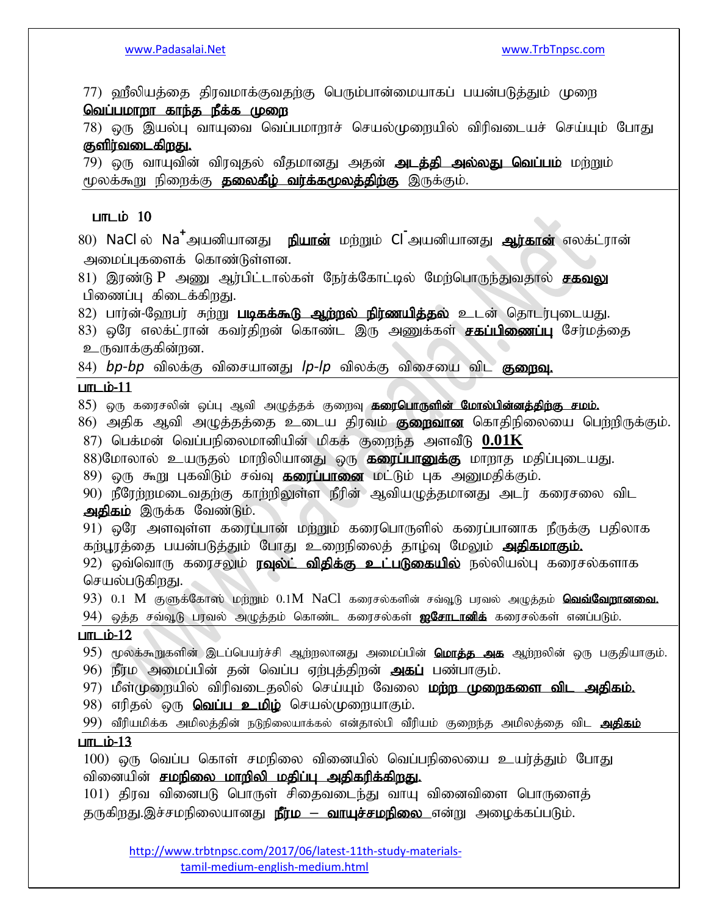77) ஹீலியத்தை திரவமாக்குவதற்கு பெரும்பான்மையாகப் பயன்படுத்தும் முறை **வெப்பமாறா காந்த நீக்க முறை**

78) ஒரு இயல்பு வாயுவை வெப்பமாறாச் செயல்முறையில் விரிவடையச் செய்யும் போது **குளிர்வடைகிறது.**

79) ஒரு வாயுவின் விரவுதல் வீதமானது அதன் **அடர்த்தி அல்லது வெப்பம்** மற்றும் மூலக்கூறு நிறைக்கு **தலைகீழ் வர்க்கமூலத்திற்கு** இருக்கும்.

## பாடம் 10

80) NaCl ல் $Na^{+}$ அயனியானது **நியான்** மற்றும் $Cl^{-}$ அயனியானது **ஆர்கான்** எலக்ட்ரான் அமைப்புகளைக் கொண்டுள்ளன.

81) இரண்டு P அணு ஆர்பிட்டால்கள் நேர்க்கோட்டில் மேற்பொருந்துவதால் **சகவலு** பிணைப்பு கிடைக்கிறது.

82) பார்ன்-ஹேபர் சுற்று **படிகக்கூடு ஆற்றல் நிர்ணயித்தல்** உடன் தொடர்புடையது.

83) ஒரே எலக்ட்ரான் கவர்திறன் கொண்ட இரு அணுக்கள் **சகப்பிணைப்பு** சேர்மத்தை உருவாக்குகின்றன.

84) *bp-bp* விலக்கு விசையானது *lp-lp* விலக்கு விசையை விட **குறைவு.**

## பாடம்-11

85) ஒரு கரைசலின் ஒப்பு ஆவி அழுத்தக் குறைவு **கரைபொருளின் மோல்பின்னத்திற்கு சமம்.**

86) அதிக ஆவி அழுத்தத்தை உடைய திரவம் **குறைவான** கொதிநிலையை பெற்றிருக்கும்.

87) பெக்மன் வெப்பநிலைமானியின் மிகக் குறைந்த அளவீடு **0.01K**

88) மோலால் உயருதல் மாறிலியானது ஒரு **கரைப்பானுக்கு** மாறாத மதிப்புடையது.

89) ஒரு கூறு புகவிடும் சவ்வு **கரைப்பானை** மட்டும் புக அனுமதிக்கும்.

90) நீரேற்றமடைவதற்கு காற்றிலுள்ள நீரின் ஆவியழுத்தமானது அடர் கரைசலை விட **அதிகம்** இருக்க வேண்டும்.

91) ஒரே அளவுள்ள கரைப்பான் மற்றும் கரைபொருளில் கரைப்பானாக நீருக்கு பதிலாக கற்பூரத்தை பயன்படுத்தும் போது உறைநிலைத் தாழ்வு மேலும் **அதிகமாகும்.**

92) ஒவ்வொரு கரைசலும் **ரவுல்ட் விதிக்கு உட்படுகையில்** நல்லியல்பு கரைசல்களாக செயல்படுகிறது.

93) 0.1 M குளுக்கோஸ் மற்றும் 0.1M NaCl கரைசல்களின் சவ்வூடு பரவல் அழுத்தம் **வெவ்வேறானவை.**

94) ஒத்த சவ்வூடு பரவல் அழுத்தம் கொண்ட கரைசல்கள் **ஐசோடானிக்** கரைசல்கள் எனப்படும்.

## பாடம்-12

95) மூலக்கூறுகளின் இடப்பெயர்ச்சி ஆற்றலானது அமைப்பின் **மொத்த அக** ஆற்றலின் ஒரு பகுதியாகும்.

96) நீரம அமைப்பின் தன் வெப்ப ஏற்புத்திறன் **அகப்** பண்பாகும்.

97) மீள்முறையில் விரிவடைதலில் செய்யும் வேலை **மற்ற முறைகளை விட அதிகம்.**

98) எரிதல் ஒரு **வெப்ப உமிழ்** செயல்முறையாகும்.

99) வீரியமிக்க அமிலத்தின் நடுநிலையாக்கல் என்தால்பி வீரியம் குறைந்த அமிலத்தை விட **அதிகம்**

## பாடம்-13

100) ஒரு வெப்ப கொள் சமநிலை வினையில் வெப்பநிலையை உயர்த்தும் போது வினையின் **சமநிலை மாறிலி மதிப்பு அதிகரிக்கிறது.**

101) திரவ வினைபடு பொருள் சிதைவடைந்து வாயு வினைவிளை பொருளைத் தருகிறது.இச்சமநிலையானது **நீர்ம – வாயுச்சமநிலை** என்று அழைக்கப்படும்.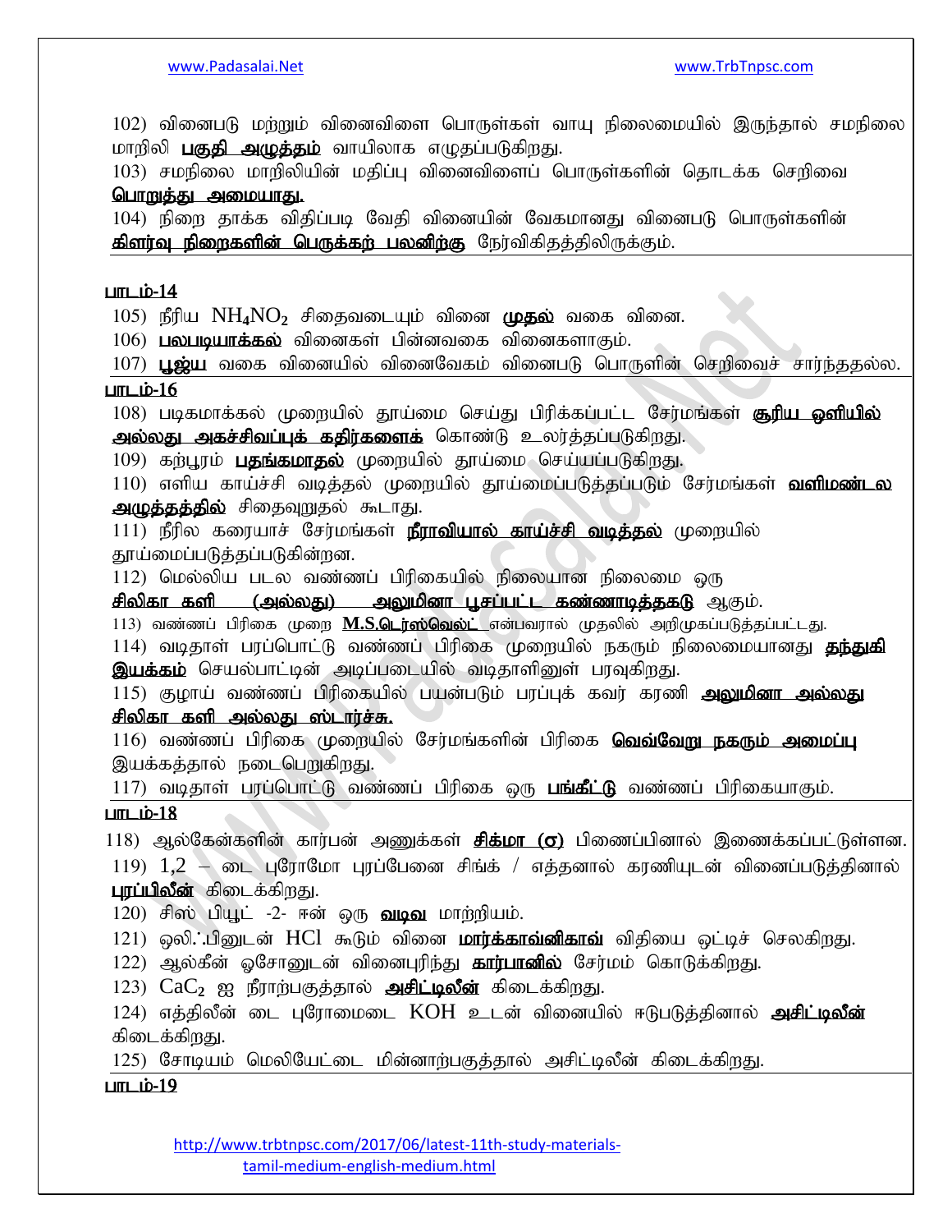102) வினைபடு மற்றும் வினைவிளை பொருள்கள் வாயு நிலைமையில் இருந்தால் சமநிலை மாறிலி **பகுதி அழுத்தம்** வாயிலாக எழுதப்படுகிறது.

103) சமநிலை மாறிலியின் மதிப்பு வினைவிளைப் பொருள்களின் தொடக்க செறிவை **பொறுத்து அமையாது.**

104) நிறை தாக்க விதிப்படி வேதி வினையின் வேகமானது வினைபடு பொருள்களின் **கிளர்வு நிறைகளின் பெருக்கற் பலனிற்கு** நேர்விகிதத்திலிருக்கும்.

**பாடம்-14**

105) நீரிய $NH_4NO_2$ சிதைவடையும் வினை **முதல்** வகை வினை.

106) **பலபடியாக்கல்** வினைகள் பின்னவகை வினைகளாகும்.

107) **பூஜ்ய** வகை வினையில் வினைவேகம் வினைபடு பொருளின் செறிவைச் சார்ந்ததல்ல.

**பாடம்-16**

108) படிகமாக்கல் முறையில் தூய்மை செய்து பிரிக்கப்பட்ட சேர்மங்கள் **சூரிய ஒளியில் அல்லது அகச்சிவப்புக் கதிர்களைக்** கொண்டு உலர்த்தப்படுகிறது.

109) கற்பூரம் **பதங்கமாதல்** முறையில் தூய்மை செய்யப்படுகிறது.

110) எளிய காய்ச்சி வடித்தல் முறையில் தூய்மைப்படுத்தப்படும் சேர்மங்கள் **வளிமண்டல அழுத்தத்தில்** சிதைவுறுதல் கூடாது.

111) நீரில கரையாச் சேர்மங்கள் **நீராவியால் காய்ச்சி வடித்தல்** முறையில் தூய்மைப்படுத்தப்படுகின்றன.

112) மெல்லிய படல வண்ணப் பிரிகையில் நிலையான நிலைமை ஒரு **சிலிகா களி (அல்லது) அலுமினா பூசப்பட்ட கண்ணாடித்தகடு** ஆகும்.

113) வண்ணப் பிரிகை முறை **M.S.டெர்ஸ்வெல்ட்** என்பவரால் முதலில் அறிமுகப்படுத்தப்பட்டது.

114) வடிதாள் பரப்பொட்டு வண்ணப் பிரிகை முறையில் நகரும் நிலைமையானது **தந்துகி இயக்கம்** செயல்பாட்டின் அடிப்படையில் வடிதாளினுள் பரவுகிறது.

115) குழாய் வண்ணப் பிரிகையில் பயன்படும் பரப்புக் கவர் கரணி **அலுமினா அல்லது சிலிகா களி அல்லது ஸ்டார்ச்சு.**

116) வண்ணப் பிரிகை முறையில் சேர்மங்களின் பிரிகை **வெவ்வேறு நகரும் அமைப்பு** இயக்கத்தால் நடைபெறுகிறது.

117) வடிதாள் பரப்பொட்டு வண்ணப் பிரிகை ஒரு **பங்கீட்டு** வண்ணப் பிரிகையாகும்.

**பாடம்-18**

118) ஆல்கேன்களின் கார்பன் அணுக்கள் **சிக்மா (σ)** பிணைப்பினால் இணைக்கப்பட்டுள்ளன.

119) 1,2 – டை புரோமோ புரப்பேனை சிங்க் / எத்தனால் கரணியுடன் வினைப்படுத்தினால் **புரப்பிலீன்** கிடைக்கிறது.

120) சிஸ் பியூட் -2- ஈன் ஒரு **வடிவ** மாற்றியம்.

121) ஒலி∴பினுடன் HCl கூடும் வினை **மார்க்காவ்னிகாவ்** விதியை ஒட்டிச் செலகிறது.

122) ஆல்கீன் ஓசோனுடன் வினைபுரிந்து **கார்பானில்** சேர்மம் கொடுக்கிறது.

123) $CaC_2$ ஐ நீராற்பகுத்தால் **அசிட்டிலீன்** கிடைக்கிறது.

124) எத்திலீன் டை புரோமைடை KOH உடன் வினையில் ஈடுபடுத்தினால் **அசிட்டிலீன்** கிடைக்கிறது.

125) சோடியம் மெலியேட்டை மின்னாற்பகுத்தால் அசிட்டிலீன் கிடைக்கிறது.

**பாடம்-19**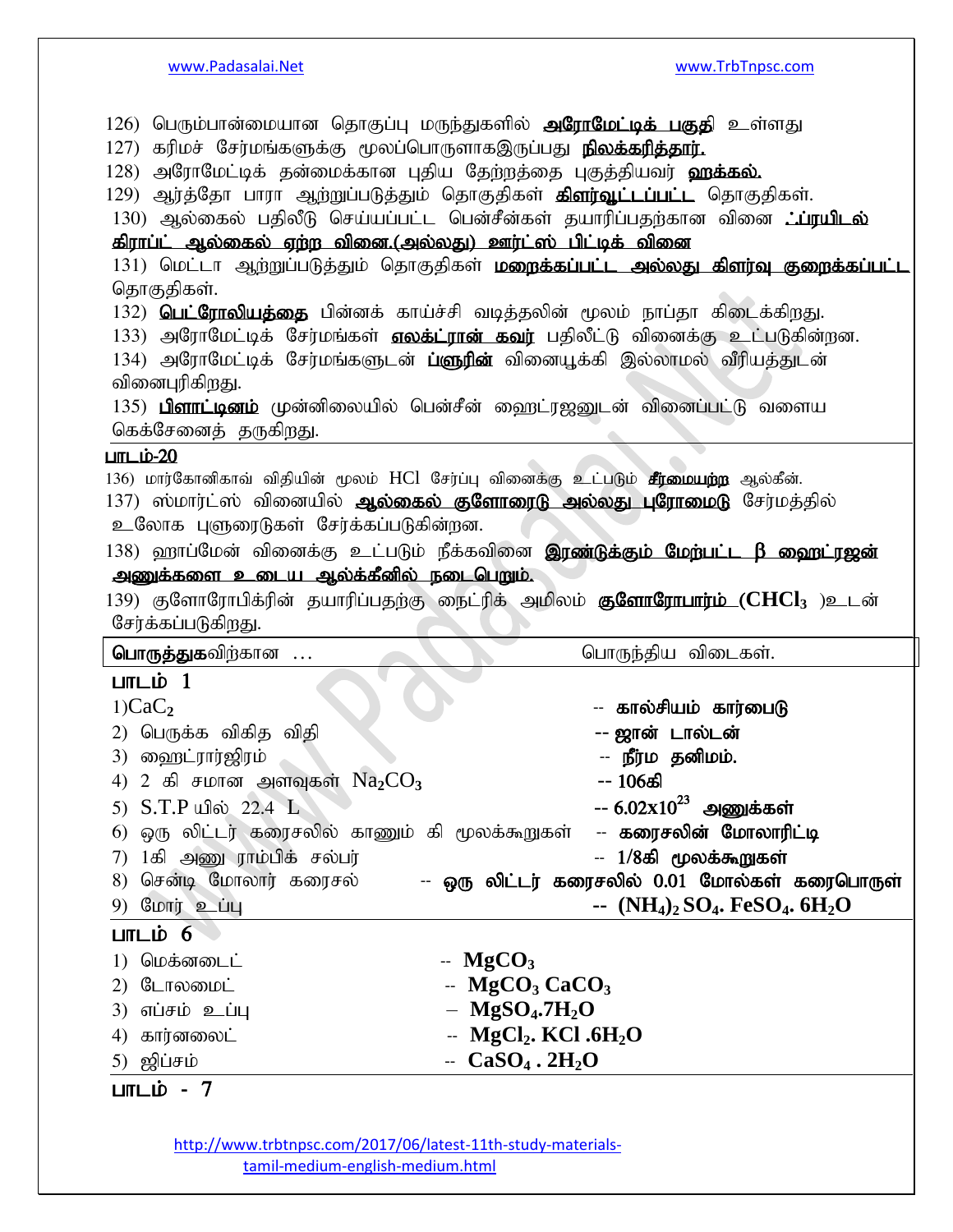126) பெரும்பான்மையான தொகுப்பு மருந்துகளில் **அரோமேட்டிக் பகுதி** உள்ளது

127) கரிமச் சேர்மங்களுக்கு மூலப்பொருளாகஇருப்பது **நிலக்கரித்தார்.**

128) அரோமேட்டிக் தன்மைக்கான புதிய தேற்றத்தை புகுத்தியவர் **ஹக்கல்.**

129) ஆர்த்தோ பாரா ஆற்றுப்படுத்தும் தொகுதிகள் **கிளர்வூட்டப்பட்ட** தொகுதிகள்.

130) ஆல்கைல் பதிலீடு செய்யப்பட்ட பென்சீன்கள் தயாரிப்பதற்கான வினை **ஃப்ரயிடல் கிராப்ட் ஆல்கைல் ஏற்ற வினை.(அல்லது) ஊர்ட்ஸ் பிட்டிக் வினை**

131) மெட்டா ஆற்றுப்படுத்தும் தொகுதிகள் **மறைக்கப்பட்ட அல்லது கிளர்வு குறைக்கப்பட்ட** தொகுதிகள்.

132) **பெட்ரோலியத்தை** பின்னக் காய்ச்சி வடித்தலின் மூலம் நாப்தா கிடைக்கிறது.

133) அரோமேட்டிக் சேர்மங்கள் **எலக்ட்ரான் கவர்** பதிலீட்டு வினைக்கு உட்படுகின்றன.

134) அரோமேட்டிக் சேர்மங்களுடன் **ப்ளூரின்** வினையூக்கி இல்லாமல் வீரியத்துடன் வினைபுரிகிறது.

135) **பிளாட்டினம்** முன்னிலையில் பென்சீன் ஹைட்ரஜனுடன் வினைப்பட்டு வளைய கெக்சேனைத் தருகிறது.

## பாடம்-20

136) மார்கோனிகாவ் விதியின் மூலம் HCl சேர்ப்பு வினைக்கு உட்படும் **சீர்மையற்ற** ஆல்கீன்.

137) ஸ்மார்ட்ஸ் வினையில் **ஆல்கைல் குளோரைடு அல்லது புரோமைடு** சேர்மத்தில் உலோக புளூரைடுகள் சேர்க்கப்படுகின்றன.

138) ஹாப்மேன் வினைக்கு உட்படும் நீக்கவினை **இரண்டுக்கும் மேற்பட்ட β ஹைட்ரஜன் அணுக்களை உடைய ஆல்க்கீனில் நடைபெறும்.**

139) குளோரோபிக்ரின் தயாரிப்பதற்கு நைட்ரிக் அமிலம் **குளோரோபார்ம் ($CHCl_3$ )**உடன் சேர்க்கப்படுகிறது.

| **பொருத்துக**விற்கான ... | பொருந்திய விடைகள். |
|---|---|

## பாடம் 1

| | |
|---|---|
| 1)$CaC_2$ | -- **கால்சியம் கார்பைடு** |
| 2) பெருக்க விகித விதி | -- **ஜான் டால்டன்** |
| 3) ஹைட்ரார்ஜிரம் | -- **நீர்ம தனிமம்.** |
| 4) 2 கி சமான அளவுகள் $Na_2CO_3$ | -- **106கி** |
| 5) S.T.P யில் 22.4 L | -- **$6.02x10^{23}$ அணுக்கள்** |
| 6) ஒரு லிட்டர் கரைசலில் காணும் கி மூலக்கூறுகள் | -- **கரைசலின் மோலாரிட்டி** |
| 7) 1கி அணு ராம்பிக் சல்பர் | -- **1/8கி மூலக்கூறுகள்** |
| 8) சென்டி மோலார் கரைசல் | -- **ஒரு லிட்டர் கரைசலில் 0.01 மோல்கள் கரைபொருள்** |
| 9) மோர் உப்பு | -- **$(NH_4)_2 SO_4. FeSO_4. 6H_2O$** |

## பாடம் 6

| | |
|---|---|
| 1) மெக்னடைட் | -- **$MgCO_3$** |
| 2) டோலமைட் | -- **$MgCO_3$ $CaCO_3$** |
| 3) எப்சம் உப்பு | – **$MgSO_4.7H_2O$** |
| 4) கார்னலைட் | -- **$MgCl_2$. KCl .$6H_2O$** |
| 5) ஜிப்சம் | -- **$CaSO_4$ . $2H_2O$** |

## பாடம் - 7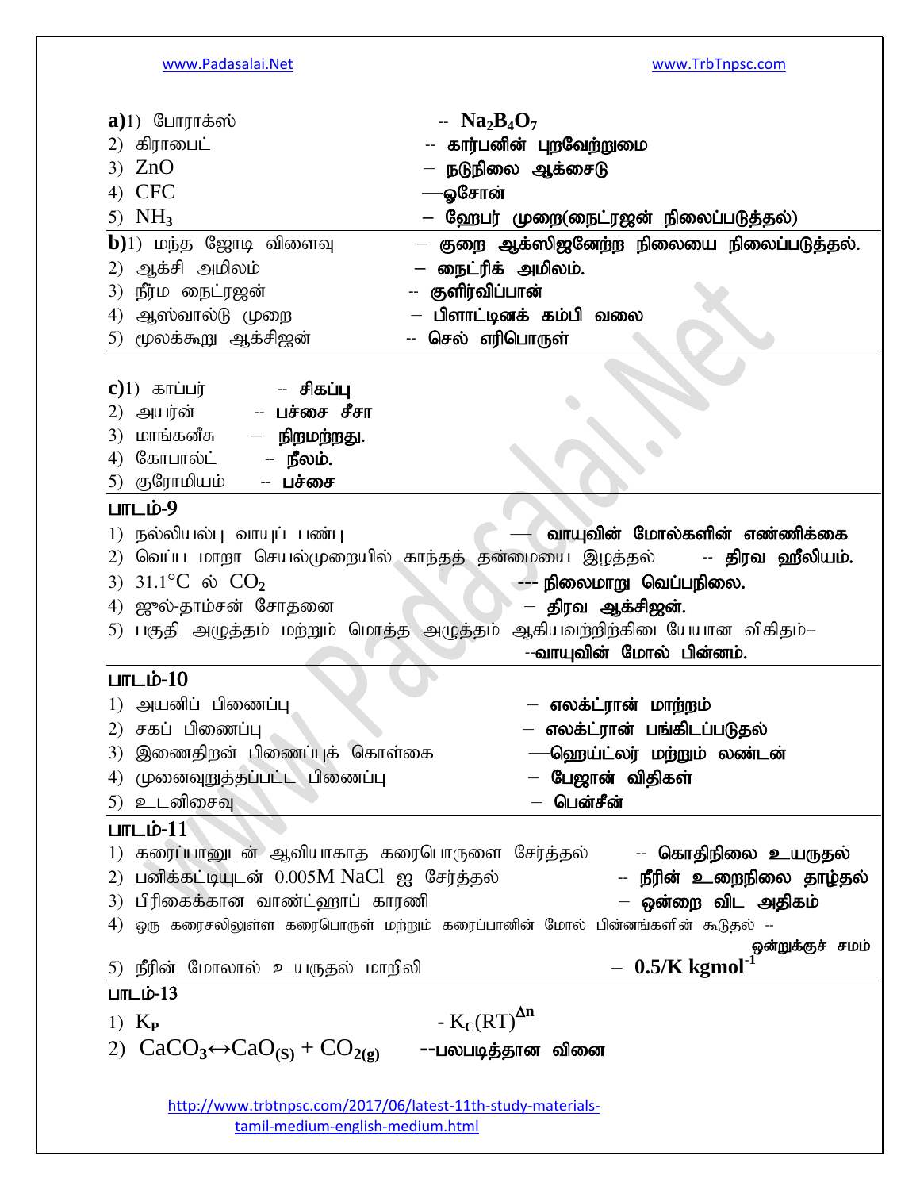**a)** 1) போராக்ஸ் -- $Na_2B_4O_7$

2) கிராபைட் -- **கார்பனின் புறவேற்றுமை**

3) ZnO – **நடுநிலை ஆக்சைடு**

4) CFC —**ஓசோன்**

5) $NH_3$ – **ஹேபர் முறை(நைட்ரஜன் நிலைப்படுத்தல்)**

**b)** 1) மந்த ஜோடி விளைவு – **குறை ஆக்ஸிஜனேற்ற நிலையை நிலைப்படுத்தல்.**

2) ஆக்சி அமிலம் – **நைட்ரிக் அமிலம்.**

3) நீர்ம நைட்ரஜன் -- **குளிர்விப்பான்**

4) ஆஸ்வால்டு முறை – **பிளாட்டினக் கம்பி வலை**

5) மூலக்கூறு ஆக்சிஜன் -- **செல் எரிபொருள்**

**c)** 1) காப்பர் -- **சிகப்பு**

2) அயர்ன் -- **பச்சை சீசா**

3) மாங்கனீசு – **நிறமற்றது.**

4) கோபால்ட் -- **நீலம்.**

5) குரோமியம் -- **பச்சை**

## பாடம்-9

1) நல்லியல்பு வாயுப் பண்பு — **வாயுவின் மோல்களின் எண்ணிக்கை**

2) வெப்ப மாறா செயல்முறையில் காந்தத் தன்மையை இழத்தல் -- **திரவ ஹீலியம்.**

3) $31.1°C$ ல் $CO_2$ --- **நிலைமாறு வெப்பநிலை.**

4) ஜூல்-தாம்சன் சோதனை – **திரவ ஆக்சிஜன்.**

5) பகுதி அழுத்தம் மற்றும் மொத்த அழுத்தம் ஆகியவற்றிற்கிடையேயான விகிதம்-- --**வாயுவின் மோல் பின்னம்.**

## பாடம்-10

1) அயனிப் பிணைப்பு – **எலக்ட்ரான் மாற்றம்**

2) சகப் பிணைப்பு – **எலக்ட்ரான் பங்கிடப்படுதல்**

3) இணைதிறன் பிணைப்புக் கொள்கை —**ஹெய்ட்லர் மற்றும் லண்டன்**

4) முனைவுறுத்தப்பட்ட பிணைப்பு – **பேஜான் விதிகள்**

5) உடனிசைவு – **பென்சீன்**

## பாடம்-11

1) கரைப்பானுடன் ஆவியாகாத கரைபொருளை சேர்த்தல் -- **கொதிநிலை உயருதல்**

2) பனிக்கட்டியுடன் 0.005M NaCl ஐ சேர்த்தல் -- **நீரின் உறைநிலை தாழ்தல்**

3) பிரிகைக்கான வாண்ட்ஹாப் காரணி – **ஒன்றை விட அதிகம்**

4) ஒரு கரைசலிலுள்ள கரைபொருள் மற்றும் கரைப்பானின் மோல் பின்னங்களின் கூடுதல் -- **ஒன்றுக்குச் சமம்**

5) நீரின் மோலால் உயருதல் மாறிலி – $\mathbf{0.5/K\ kgmol^{-1}}$

## பாடம்-13

1) $K_P$ - $K_C(RT)^{\Delta n}$

2) $CaCO_3 \leftrightarrow CaO_{(S)} + CO_{2(g)}$ --**பலபடித்தான வினை**

http://www.trbtnpsc.com/2017/06/latest-11th-study-materials-tamil-medium-english-medium.html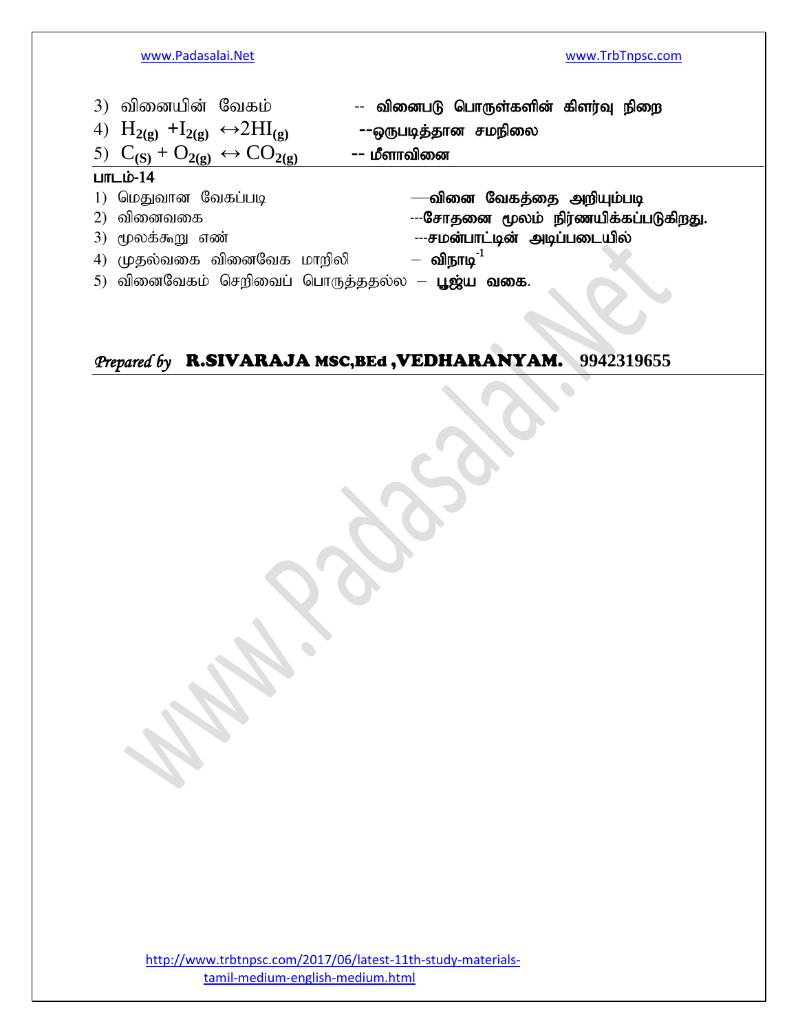3) வினையின் வேகம் -- **வினைபடு பொருள்களின் கிளர்வு நிறை**

4) $H_{2(g)} + I_{2(g)} \leftrightarrow 2HI_{(g)}$ --**ஒருபடித்தான சமநிலை**

5) $C_{(S)} + O_{2(g)} \leftrightarrow CO_{2(g)}$ -- **மீளாவினை**

## பாடம்-14

1) மெதுவான வேகப்படி —**வினை வேகத்தை அறியும்படி**
2) வினைவகை ---**சோதனை மூலம் நிர்ணயிக்கப்படுகிறது.**
3) மூலக்கூறு எண் ---**சமன்பாட்டின் அடிப்படையில்**
4) முதல்வகை வினைவேக மாறிலி – **விநாடி$^{-1}$**
5) வினைவேகம் செறிவைப் பொருத்ததல்ல – **பூஜ்ய வகை.**

*Prepared by* **R.SIVARAJA MSC,BEd ,VEDHARANYAM. 9942319655**

http://www.trbtnpsc.com/2017/06/latest-11th-study-materials-tamil-medium-english-medium.html